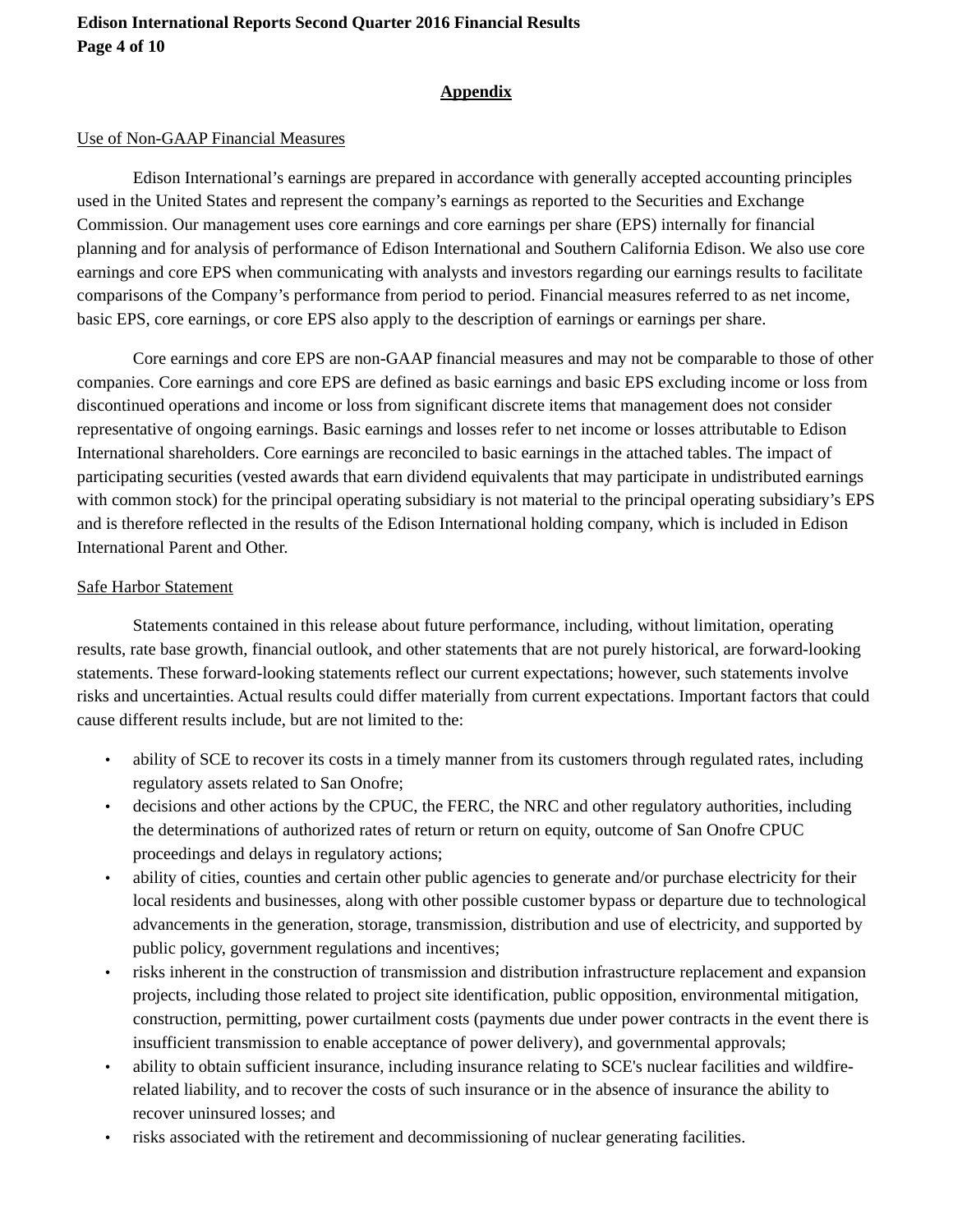## Appendix

### Use of Non-GAAP Financial Measures

Edison International's earnings are prepared in accordance with generally accepted accounting principles used in the United States and represent the company's earnings as reported to the Securities and Exchange Commission. Our management uses core earnings and core earnings per share (EPS) internally for financial planning and for analysis of performance of Edison International and Southern California Edison. We also use core earnings and core EPS when communicating with analysts and investors regarding our earnings results to facilitate comparisons of the Company's performance from period to period. Financial measures referred to as net income, basic EPS, core earnings, or core EPS also apply to the description of earnings or earnings per share.

Core earnings and core EPS are non-GAAP financial measures and may not be comparable to those of other companies. Core earnings and core EPS are defined as basic earnings and basic EPS excluding income or loss from discontinued operations and income or loss from significant discrete items that management does not consider representative of ongoing earnings. Basic earnings and losses refer to net income or losses attributable to Edison International shareholders. Core earnings are reconciled to basic earnings in the attached tables. The impact of participating securities (vested awards that earn dividend equivalents that may participate in undistributed earnings with common stock) for the principal operating subsidiary is not material to the principal operating subsidiary's EPS and is therefore reflected in the results of the Edison International holding company, which is included in Edison International Parent and Other.

### Safe Harbor Statement

Statements contained in this release about future performance, including, without limitation, operating results, rate base growth, financial outlook, and other statements that are not purely historical, are forward-looking statements. These forward-looking statements reflect our current expectations; however, such statements involve risks and uncertainties. Actual results could differ materially from current expectations. Important factors that could cause different results include, but are not limited to the:

- ability of SCE to recover its costs in a timely manner from its customers through regulated rates, including regulatory assets related to San Onofre;
- decisions and other actions by the CPUC, the FERC, the NRC and other regulatory authorities, including the determinations of authorized rates of return or return on equity, outcome of San Onofre CPUC proceedings and delays in regulatory actions;
- ability of cities, counties and certain other public agencies to generate and/or purchase electricity for their local residents and businesses, along with other possible customer bypass or departure due to technological advancements in the generation, storage, transmission, distribution and use of electricity, and supported by public policy, government regulations and incentives;
- risks inherent in the construction of transmission and distribution infrastructure replacement and expansion projects, including those related to project site identification, public opposition, environmental mitigation, construction, permitting, power curtailment costs (payments due under power contracts in the event there is insufficient transmission to enable acceptance of power delivery), and governmental approvals;
- ability to obtain sufficient insurance, including insurance relating to SCE's nuclear facilities and wildfire-related liability, and to recover the costs of such insurance or in the absence of insurance the ability to recover uninsured losses; and
- risks associated with the retirement and decommissioning of nuclear generating facilities.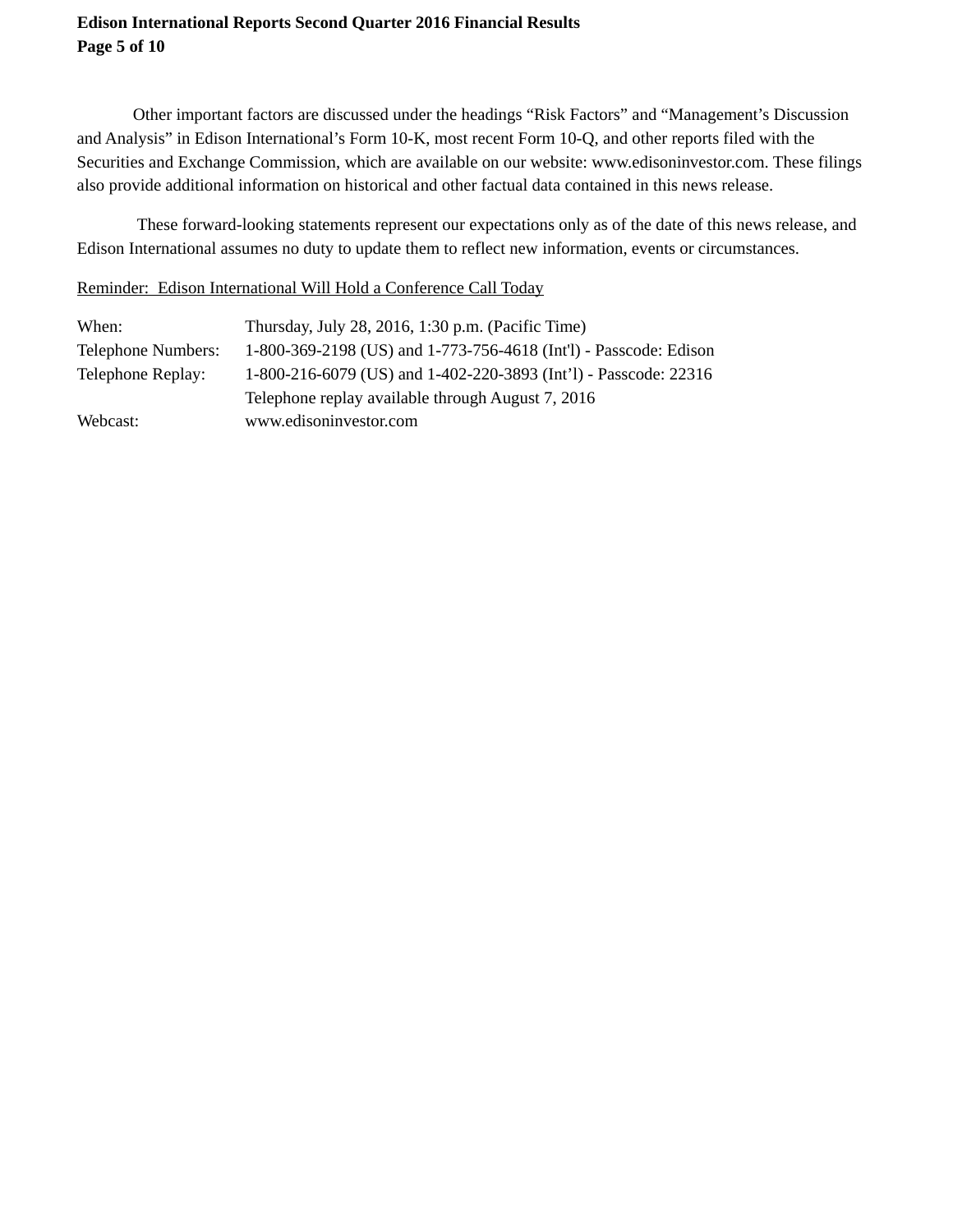Other important factors are discussed under the headings “Risk Factors” and “Management’s Discussion and Analysis” in Edison International’s Form 10-K, most recent Form 10-Q, and other reports filed with the Securities and Exchange Commission, which are available on our website: www.edisoninvestor.com. These filings also provide additional information on historical and other factual data contained in this news release.

These forward-looking statements represent our expectations only as of the date of this news release, and Edison International assumes no duty to update them to reflect new information, events or circumstances.

Reminder: Edison International Will Hold a Conference Call Today

| | |
|---|---|
| When: | Thursday, July 28, 2016, 1:30 p.m. (Pacific Time) |
| Telephone Numbers: | 1-800-369-2198 (US) and 1-773-756-4618 (Int'l) - Passcode: Edison |
| Telephone Replay: | 1-800-216-6079 (US) and 1-402-220-3893 (Int’l) - Passcode: 22316 |
| | Telephone replay available through August 7, 2016 |
| Webcast: | www.edisoninvestor.com |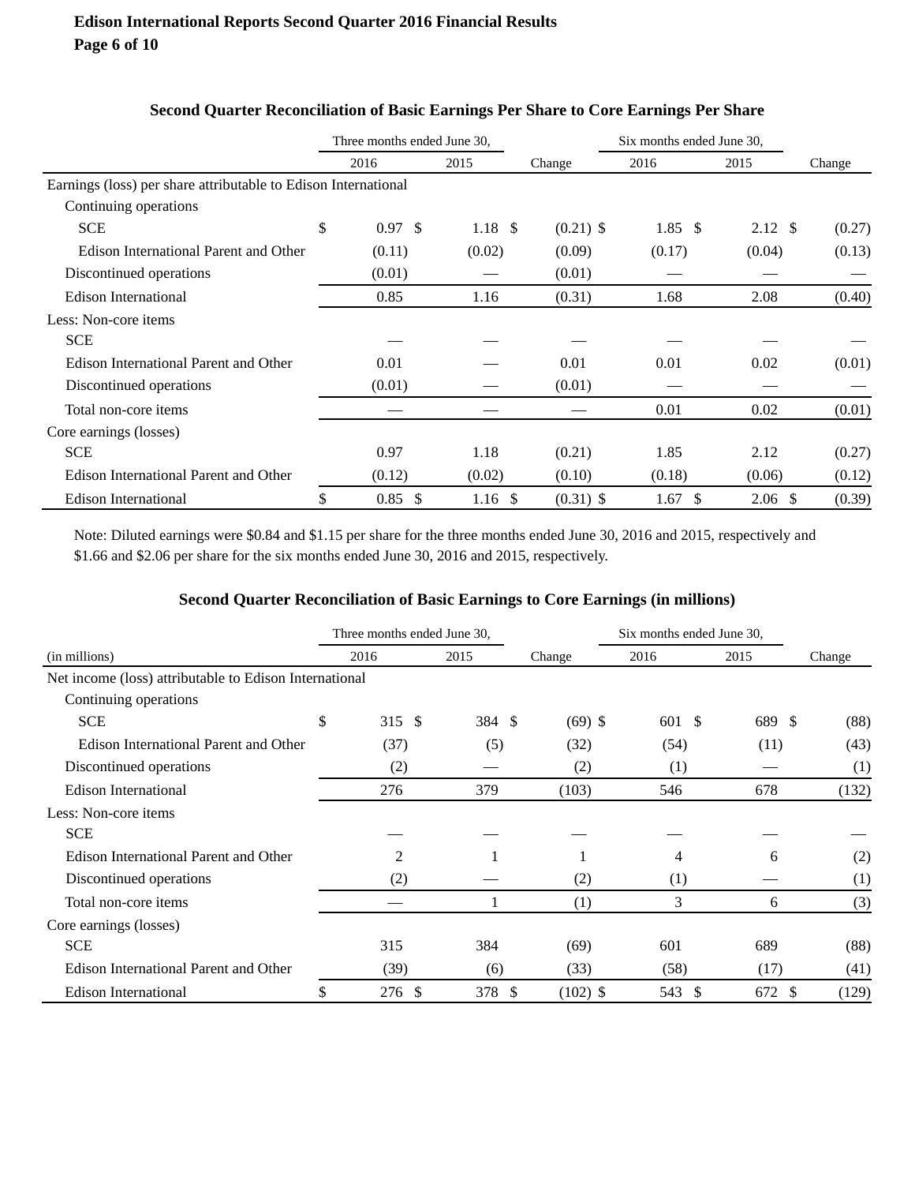## Second Quarter Reconciliation of Basic Earnings Per Share to Core Earnings Per Share

| | Three months ended June 30, | | | Six months ended June 30, | | |
|---|---|---|---|---|---|---|
| | 2016 | 2015 | Change | 2016 | 2015 | Change |
| Earnings (loss) per share attributable to Edison International | | | | | | |
| Continuing operations | | | | | | |
| SCE | $ 0.97 | $ 1.18 | $ (0.21) | $ 1.85 | $ 2.12 | $ (0.27) |
| Edison International Parent and Other | (0.11) | (0.02) | (0.09) | (0.17) | (0.04) | (0.13) |
| Discontinued operations | (0.01) | — | (0.01) | — | — | — |
| Edison International | 0.85 | 1.16 | (0.31) | 1.68 | 2.08 | (0.40) |
| Less: Non-core items | | | | | | |
| SCE | — | — | — | — | — | — |
| Edison International Parent and Other | 0.01 | — | 0.01 | 0.01 | 0.02 | (0.01) |
| Discontinued operations | (0.01) | — | (0.01) | — | — | — |
| Total non-core items | — | — | — | 0.01 | 0.02 | (0.01) |
| Core earnings (losses) | | | | | | |
| SCE | 0.97 | 1.18 | (0.21) | 1.85 | 2.12 | (0.27) |
| Edison International Parent and Other | (0.12) | (0.02) | (0.10) | (0.18) | (0.06) | (0.12) |
| Edison International | $ 0.85 | $ 1.16 | $ (0.31) | $ 1.67 | $ 2.06 | $ (0.39) |

Note: Diluted earnings were $0.84 and $1.15 per share for the three months ended June 30, 2016 and 2015, respectively and $1.66 and $2.06 per share for the six months ended June 30, 2016 and 2015, respectively.

## Second Quarter Reconciliation of Basic Earnings to Core Earnings (in millions)

| | Three months ended June 30, | | | Six months ended June 30, | | |
|---|---|---|---|---|---|---|
| (in millions) | 2016 | 2015 | Change | 2016 | 2015 | Change |
| Net income (loss) attributable to Edison International | | | | | | |
| Continuing operations | | | | | | |
| SCE | $ 315 | $ 384 | $ (69) | $ 601 | $ 689 | $ (88) |
| Edison International Parent and Other | (37) | (5) | (32) | (54) | (11) | (43) |
| Discontinued operations | (2) | — | (2) | (1) | — | (1) |
| Edison International | 276 | 379 | (103) | 546 | 678 | (132) |
| Less: Non-core items | | | | | | |
| SCE | — | — | — | — | — | — |
| Edison International Parent and Other | 2 | 1 | 1 | 4 | 6 | (2) |
| Discontinued operations | (2) | — | (2) | (1) | — | (1) |
| Total non-core items | — | 1 | (1) | 3 | 6 | (3) |
| Core earnings (losses) | | | | | | |
| SCE | 315 | 384 | (69) | 601 | 689 | (88) |
| Edison International Parent and Other | (39) | (6) | (33) | (58) | (17) | (41) |
| Edison International | $ 276 | $ 378 | $ (102) | $ 543 | $ 672 | $ (129) |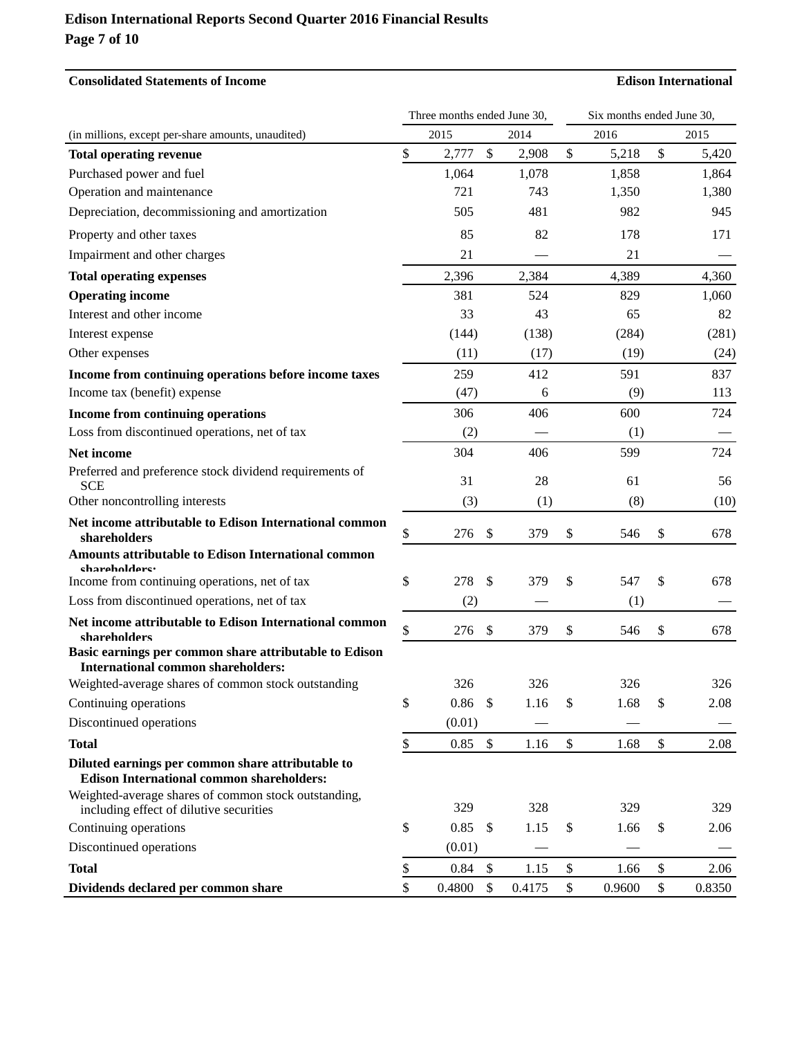**Edison International Reports Second Quarter 2016 Financial Results**

**Consolidated Statements of Income** — **Edison International**

| (in millions, except per-share amounts, unaudited) | Three months ended June 30, 2015 | Three months ended June 30, 2014 | Six months ended June 30, 2016 | Six months ended June 30, 2015 |
|---|---|---|---|---|
| **Total operating revenue** | $ 2,777 | $ 2,908 | $ 5,218 | $ 5,420 |
| Purchased power and fuel | 1,064 | 1,078 | 1,858 | 1,864 |
| Operation and maintenance | 721 | 743 | 1,350 | 1,380 |
| Depreciation, decommissioning and amortization | 505 | 481 | 982 | 945 |
| Property and other taxes | 85 | 82 | 178 | 171 |
| Impairment and other charges | 21 | — | 21 | — |
| **Total operating expenses** | 2,396 | 2,384 | 4,389 | 4,360 |
| **Operating income** | 381 | 524 | 829 | 1,060 |
| Interest and other income | 33 | 43 | 65 | 82 |
| Interest expense | (144) | (138) | (284) | (281) |
| Other expenses | (11) | (17) | (19) | (24) |
| **Income from continuing operations before income taxes** | 259 | 412 | 591 | 837 |
| Income tax (benefit) expense | (47) | 6 | (9) | 113 |
| **Income from continuing operations** | 306 | 406 | 600 | 724 |
| Loss from discontinued operations, net of tax | (2) | — | (1) | — |
| **Net income** | 304 | 406 | 599 | 724 |
| Preferred and preference stock dividend requirements of SCE | 31 | 28 | 61 | 56 |
| Other noncontrolling interests | (3) | (1) | (8) | (10) |
| **Net income attributable to Edison International common shareholders** | $ 276 | $ 379 | $ 546 | $ 678 |
| **Amounts attributable to Edison International common shareholders:** | | | | |
| Income from continuing operations, net of tax | $ 278 | $ 379 | $ 547 | $ 678 |
| Loss from discontinued operations, net of tax | (2) | — | (1) | — |
| **Net income attributable to Edison International common shareholders** | $ 276 | $ 379 | $ 546 | $ 678 |
| **Basic earnings per common share attributable to Edison International common shareholders:** | | | | |
| Weighted-average shares of common stock outstanding | 326 | 326 | 326 | 326 |
| Continuing operations | $ 0.86 | $ 1.16 | $ 1.68 | $ 2.08 |
| Discontinued operations | (0.01) | — | — | — |
| **Total** | $ 0.85 | $ 1.16 | $ 1.68 | $ 2.08 |
| **Diluted earnings per common share attributable to Edison International common shareholders:** | | | | |
| Weighted-average shares of common stock outstanding, including effect of dilutive securities | 329 | 328 | 329 | 329 |
| Continuing operations | $ 0.85 | $ 1.15 | $ 1.66 | $ 2.06 |
| Discontinued operations | (0.01) | — | — | — |
| **Total** | $ 0.84 | $ 1.15 | $ 1.66 | $ 2.06 |
| **Dividends declared per common share** | $ 0.4800 | $ 0.4175 | $ 0.9600 | $ 0.8350 |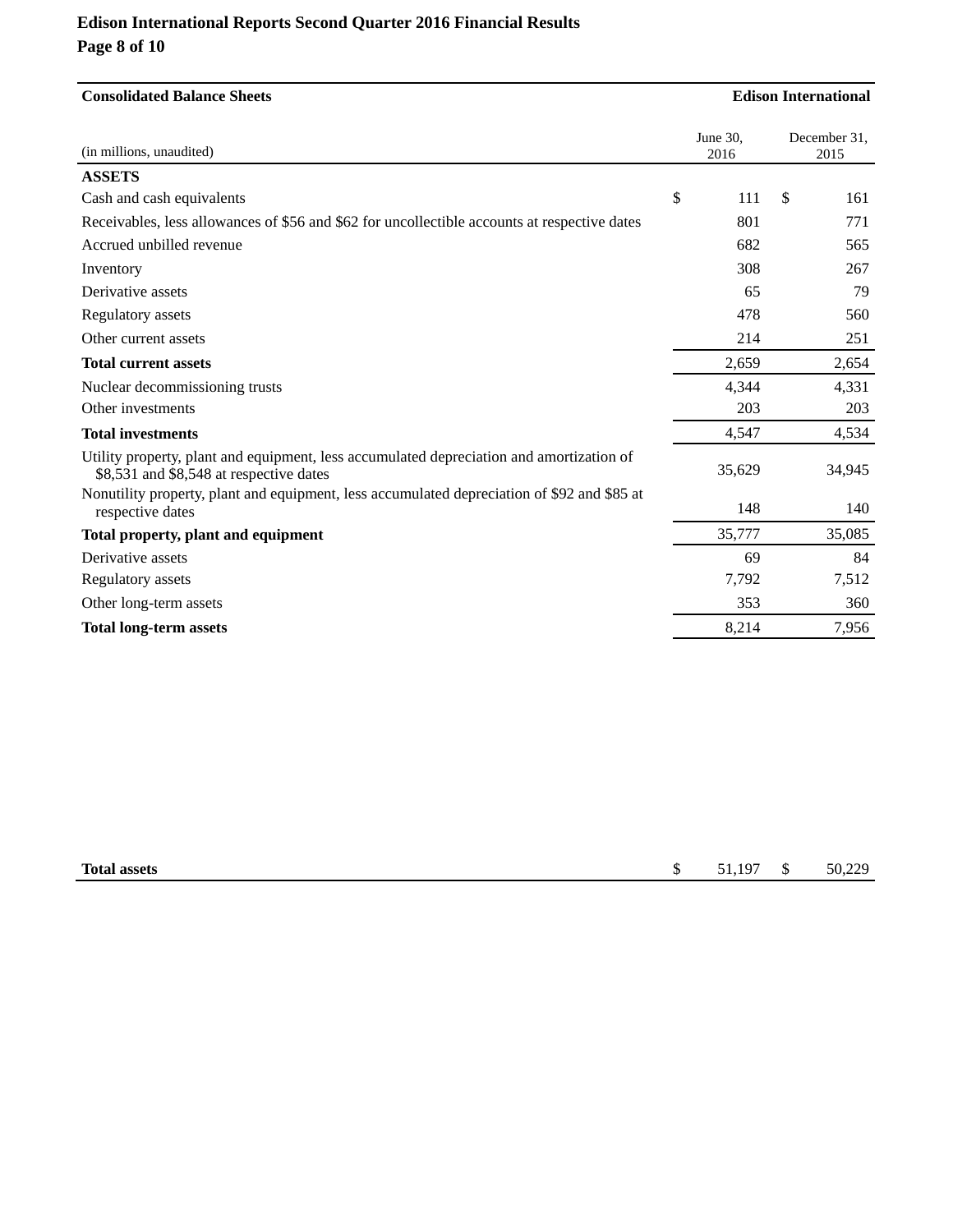| Consolidated Balance Sheets | | Edison International |
|---|---|---|
| (in millions, unaudited) | June 30, 2016 | December 31, 2015 |
| **ASSETS** | | |
| Cash and cash equivalents | $ 111 | $ 161 |
| Receivables, less allowances of $56 and $62 for uncollectible accounts at respective dates | 801 | 771 |
| Accrued unbilled revenue | 682 | 565 |
| Inventory | 308 | 267 |
| Derivative assets | 65 | 79 |
| Regulatory assets | 478 | 560 |
| Other current assets | 214 | 251 |
| **Total current assets** | 2,659 | 2,654 |
| Nuclear decommissioning trusts | 4,344 | 4,331 |
| Other investments | 203 | 203 |
| **Total investments** | 4,547 | 4,534 |
| Utility property, plant and equipment, less accumulated depreciation and amortization of $8,531 and $8,548 at respective dates | 35,629 | 34,945 |
| Nonutility property, plant and equipment, less accumulated depreciation of $92 and $85 at respective dates | 148 | 140 |
| **Total property, plant and equipment** | 35,777 | 35,085 |
| Derivative assets | 69 | 84 |
| Regulatory assets | 7,792 | 7,512 |
| Other long-term assets | 353 | 360 |
| **Total long-term assets** | 8,214 | 7,956 |
| **Total assets** | $ 51,197 | $ 50,229 |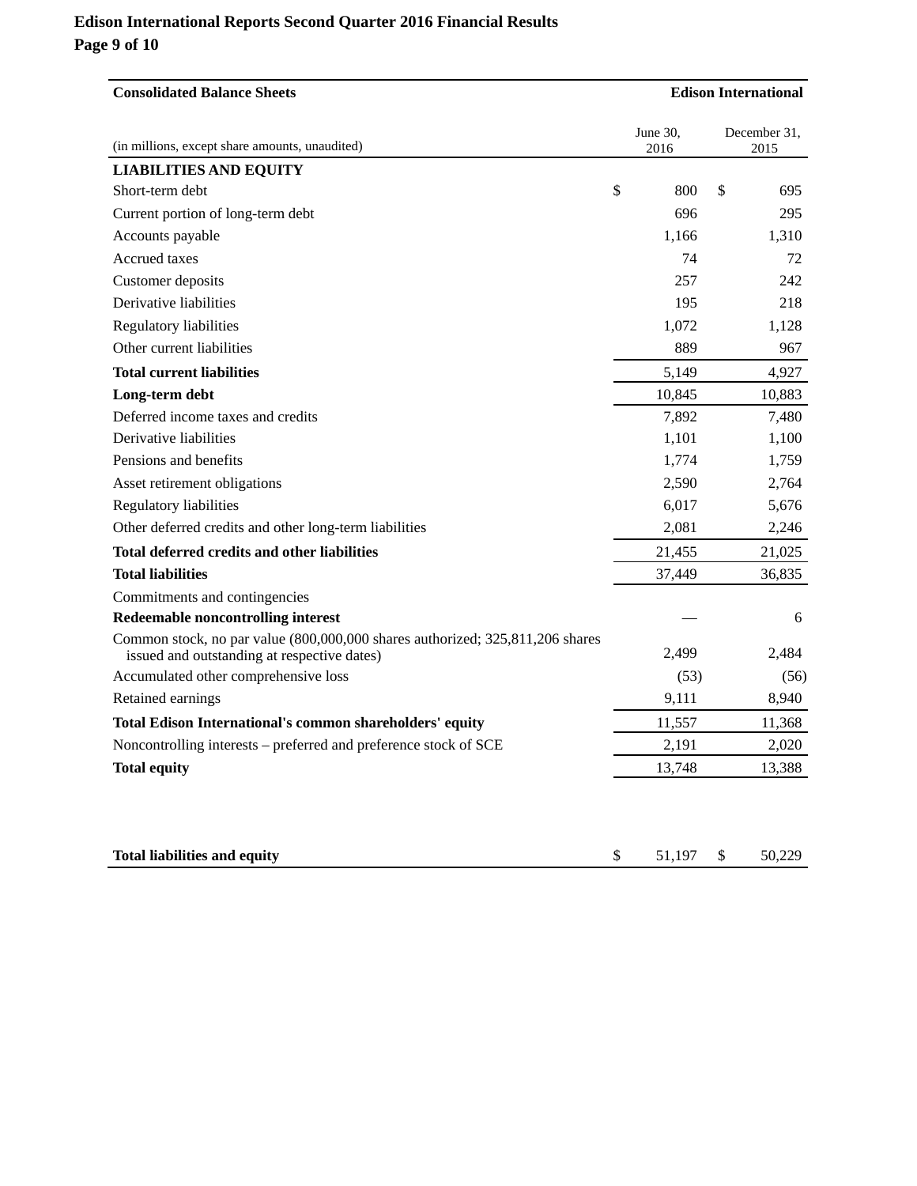| Consolidated Balance Sheets | | Edison International |
|---|---|---|
| (in millions, except share amounts, unaudited) | June 30, 2016 | December 31, 2015 |
| **LIABILITIES AND EQUITY** | | |
| Short-term debt | $ 800 | $ 695 |
| Current portion of long-term debt | 696 | 295 |
| Accounts payable | 1,166 | 1,310 |
| Accrued taxes | 74 | 72 |
| Customer deposits | 257 | 242 |
| Derivative liabilities | 195 | 218 |
| Regulatory liabilities | 1,072 | 1,128 |
| Other current liabilities | 889 | 967 |
| **Total current liabilities** | 5,149 | 4,927 |
| **Long-term debt** | 10,845 | 10,883 |
| Deferred income taxes and credits | 7,892 | 7,480 |
| Derivative liabilities | 1,101 | 1,100 |
| Pensions and benefits | 1,774 | 1,759 |
| Asset retirement obligations | 2,590 | 2,764 |
| Regulatory liabilities | 6,017 | 5,676 |
| Other deferred credits and other long-term liabilities | 2,081 | 2,246 |
| **Total deferred credits and other liabilities** | 21,455 | 21,025 |
| **Total liabilities** | 37,449 | 36,835 |
| Commitments and contingencies | | |
| **Redeemable noncontrolling interest** | — | 6 |
| Common stock, no par value (800,000,000 shares authorized; 325,811,206 shares issued and outstanding at respective dates) | 2,499 | 2,484 |
| Accumulated other comprehensive loss | (53) | (56) |
| Retained earnings | 9,111 | 8,940 |
| **Total Edison International's common shareholders' equity** | 11,557 | 11,368 |
| Noncontrolling interests – preferred and preference stock of SCE | 2,191 | 2,020 |
| **Total equity** | 13,748 | 13,388 |
| **Total liabilities and equity** | $ 51,197 | $ 50,229 |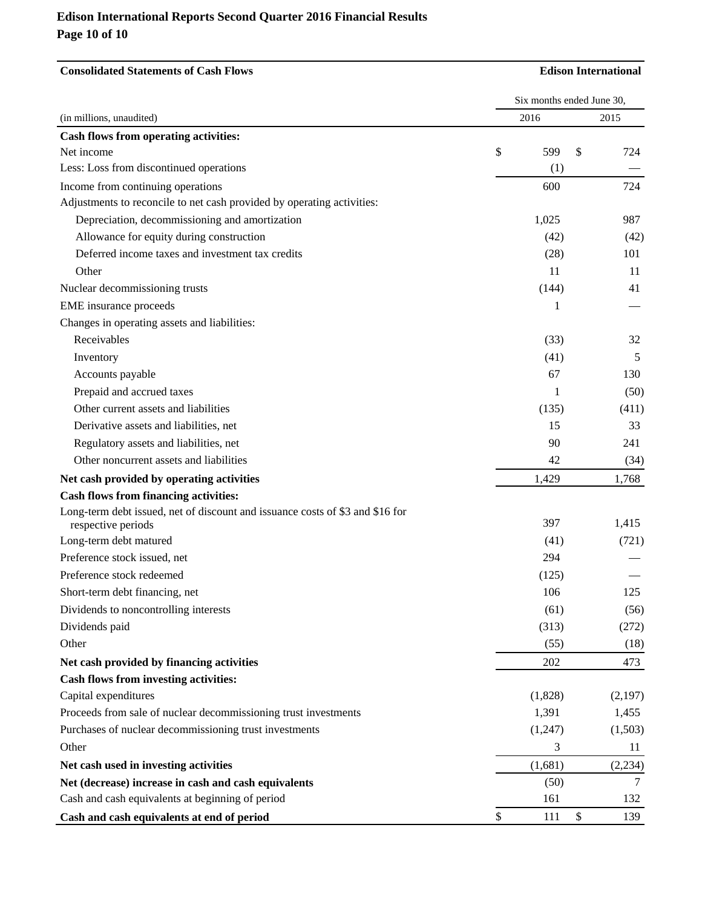| Consolidated Statements of Cash Flows | Edison International | |
|---|---|---|
| | Six months ended June 30, | |
| (in millions, unaudited) | 2016 | 2015 |
| **Cash flows from operating activities:** | | |
| Net income | $ 599 | $ 724 |
| Less: Loss from discontinued operations | (1) | — |
| Income from continuing operations | 600 | 724 |
| Adjustments to reconcile to net cash provided by operating activities: | | |
| Depreciation, decommissioning and amortization | 1,025 | 987 |
| Allowance for equity during construction | (42) | (42) |
| Deferred income taxes and investment tax credits | (28) | 101 |
| Other | 11 | 11 |
| Nuclear decommissioning trusts | (144) | 41 |
| EME insurance proceeds | 1 | — |
| Changes in operating assets and liabilities: | | |
| Receivables | (33) | 32 |
| Inventory | (41) | 5 |
| Accounts payable | 67 | 130 |
| Prepaid and accrued taxes | 1 | (50) |
| Other current assets and liabilities | (135) | (411) |
| Derivative assets and liabilities, net | 15 | 33 |
| Regulatory assets and liabilities, net | 90 | 241 |
| Other noncurrent assets and liabilities | 42 | (34) |
| **Net cash provided by operating activities** | 1,429 | 1,768 |
| **Cash flows from financing activities:** | | |
| Long-term debt issued, net of discount and issuance costs of $3 and $16 for respective periods | 397 | 1,415 |
| Long-term debt matured | (41) | (721) |
| Preference stock issued, net | 294 | — |
| Preference stock redeemed | (125) | — |
| Short-term debt financing, net | 106 | 125 |
| Dividends to noncontrolling interests | (61) | (56) |
| Dividends paid | (313) | (272) |
| Other | (55) | (18) |
| **Net cash provided by financing activities** | 202 | 473 |
| **Cash flows from investing activities:** | | |
| Capital expenditures | (1,828) | (2,197) |
| Proceeds from sale of nuclear decommissioning trust investments | 1,391 | 1,455 |
| Purchases of nuclear decommissioning trust investments | (1,247) | (1,503) |
| Other | 3 | 11 |
| **Net cash used in investing activities** | (1,681) | (2,234) |
| **Net (decrease) increase in cash and cash equivalents** | (50) | 7 |
| Cash and cash equivalents at beginning of period | 161 | 132 |
| **Cash and cash equivalents at end of period** | $ 111 | $ 139 |